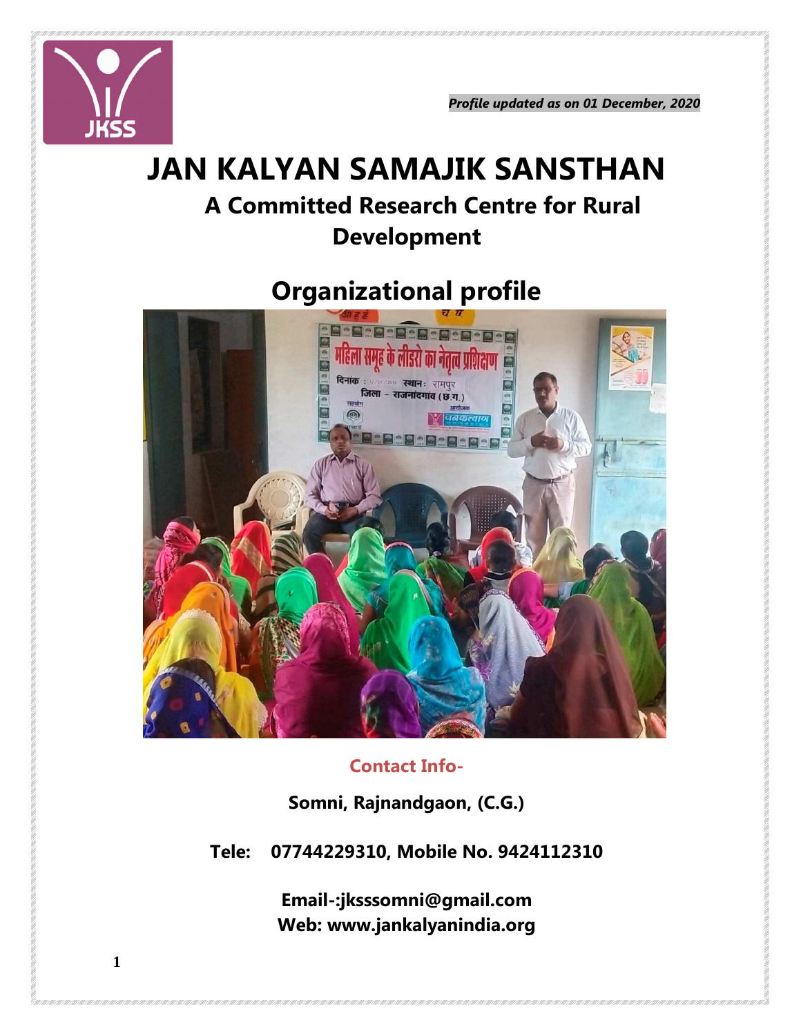*Profile updated as on 01 December, 2020*

# JAN KALYAN SAMAJIK SANSTHAN

## A Committed Research Centre for Rural Development

## Organizational profile

**Contact Info-**

**Somni, Rajnandgaon, (C.G.)**

**Tele: 07744229310, Mobile No. 9424112310**

**Email-:jksssomni@gmail.com**
**Web: www.jankalyanindia.org**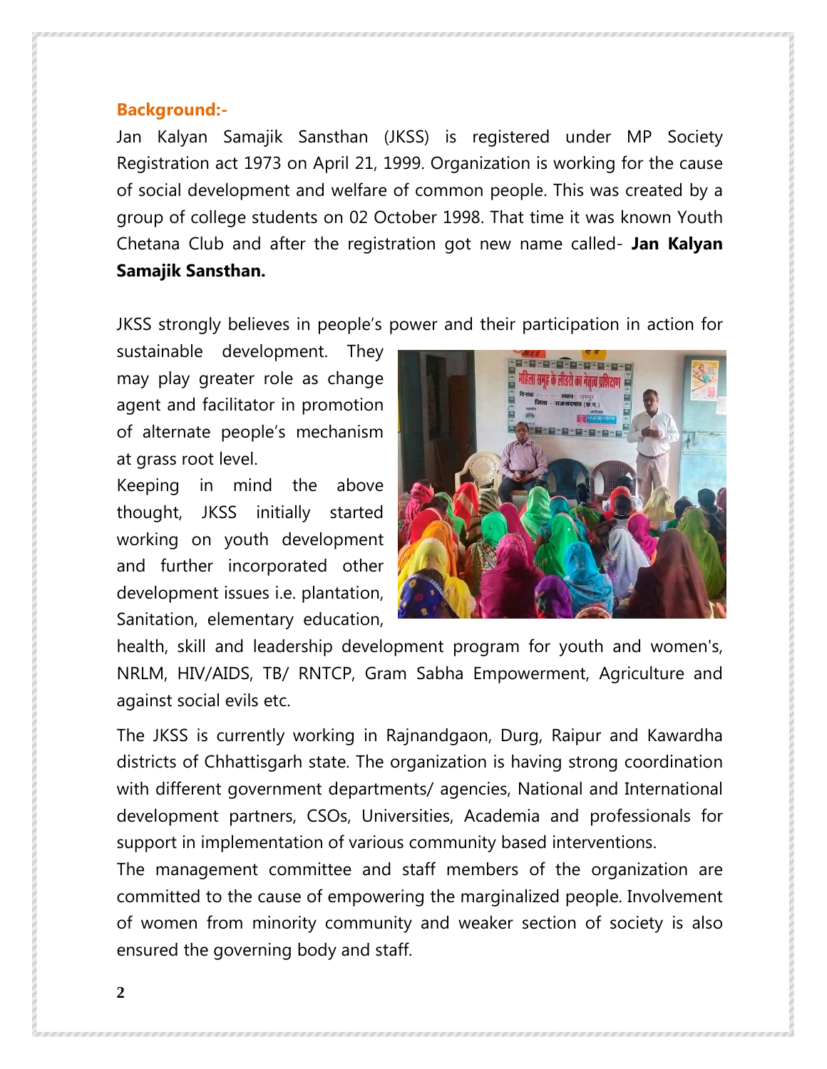**Background:-**

Jan Kalyan Samajik Sansthan (JKSS) is registered under MP Society Registration act 1973 on April 21, 1999. Organization is working for the cause of social development and welfare of common people. This was created by a group of college students on 02 October 1998. That time it was known Youth Chetana Club and after the registration got new name called- **Jan Kalyan Samajik Sansthan.**

JKSS strongly believes in people's power and their participation in action for sustainable development. They may play greater role as change agent and facilitator in promotion of alternate people's mechanism at grass root level.

Keeping in mind the above thought, JKSS initially started working on youth development and further incorporated other development issues i.e. plantation, Sanitation, elementary education, health, skill and leadership development program for youth and women's, NRLM, HIV/AIDS, TB/ RNTCP, Gram Sabha Empowerment, Agriculture and against social evils etc.

The JKSS is currently working in Rajnandgaon, Durg, Raipur and Kawardha districts of Chhattisgarh state. The organization is having strong coordination with different government departments/ agencies, National and International development partners, CSOs, Universities, Academia and professionals for support in implementation of various community based interventions.

The management committee and staff members of the organization are committed to the cause of empowering the marginalized people. Involvement of women from minority community and weaker section of society is also ensured the governing body and staff.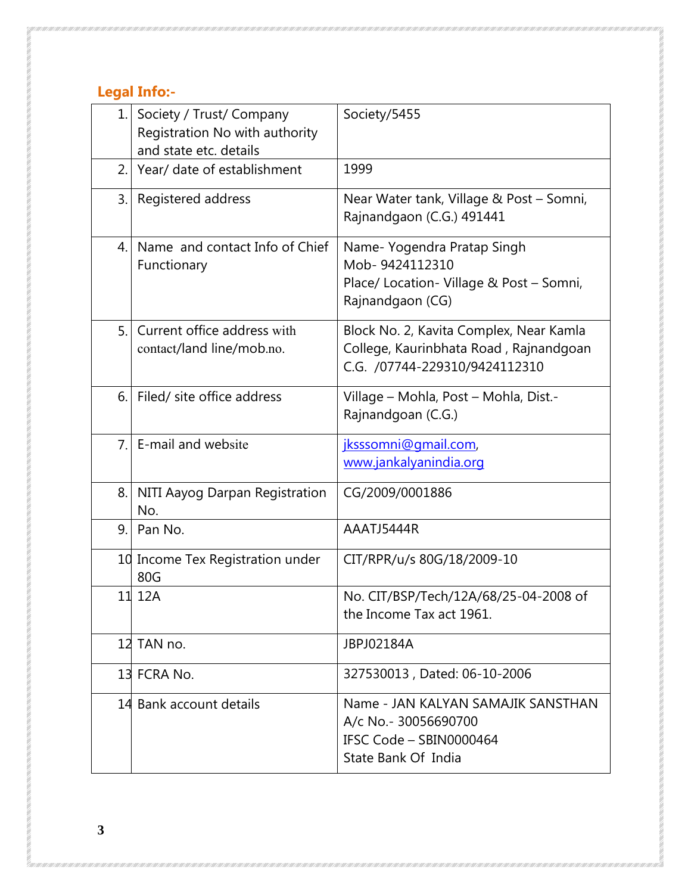## Legal Info:-

| | | |
|---|---|---|
| 1. | Society / Trust/ Company Registration No with authority and state etc. details | Society/5455 |
| 2. | Year/ date of establishment | 1999 |
| 3. | Registered address | Near Water tank, Village & Post – Somni, Rajnandgaon (C.G.) 491441 |
| 4. | Name and contact Info of Chief Functionary | Name- Yogendra Pratap Singh<br>Mob- 9424112310<br>Place/ Location- Village & Post – Somni, Rajnandgaon (CG) |
| 5. | Current office address with contact/land line/mob.no. | Block No. 2, Kavita Complex, Near Kamla College, Kaurinbhata Road , Rajnandgoan C.G. /07744-229310/9424112310 |
| 6. | Filed/ site office address | Village – Mohla, Post – Mohla, Dist.- Rajnandgoan (C.G.) |
| 7. | E-mail and website | jksssomni@gmail.com, www.jankalyanindia.org |
| 8. | NITI Aayog Darpan Registration No. | CG/2009/0001886 |
| 9. | Pan No. | AAATJ5444R |
| 10 | Income Tex Registration under 80G | CIT/RPR/u/s 80G/18/2009-10 |
| 11 | 12A | No. CIT/BSP/Tech/12A/68/25-04-2008 of the Income Tax act 1961. |
| 12 | TAN no. | JBPJ02184A |
| 13 | FCRA No. | 327530013 , Dated: 06-10-2006 |
| 14 | Bank account details | Name - JAN KALYAN SAMAJIK SANSTHAN<br>A/c No.- 30056690700<br>IFSC Code – SBIN0000464<br>State Bank Of India |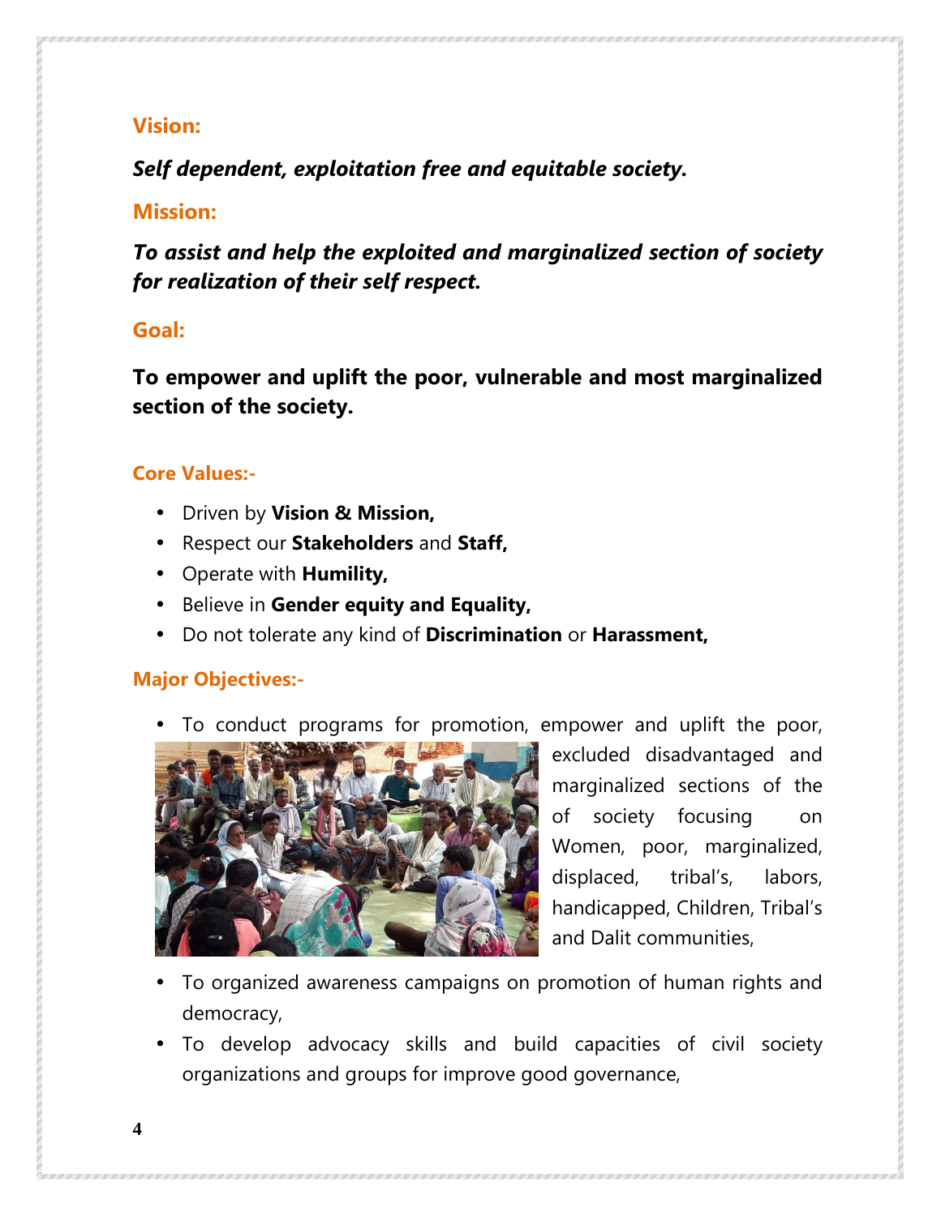## Vision:

***Self dependent, exploitation free and equitable society.***

## Mission:

***To assist and help the exploited and marginalized section of society for realization of their self respect.***

## Goal:

**To empower and uplift the poor, vulnerable and most marginalized section of the society.**

### Core Values:-

- Driven by **Vision & Mission,**
- Respect our **Stakeholders** and **Staff,**
- Operate with **Humility,**
- Believe in **Gender equity and Equality,**
- Do not tolerate any kind of **Discrimination** or **Harassment,**

### Major Objectives:-

- To conduct programs for promotion, empower and uplift the poor, excluded disadvantaged and marginalized sections of the of society focusing on Women, poor, marginalized, displaced, tribal's, labors, handicapped, Children, Tribal's and Dalit communities,
- To organized awareness campaigns on promotion of human rights and democracy,
- To develop advocacy skills and build capacities of civil society organizations and groups for improve good governance,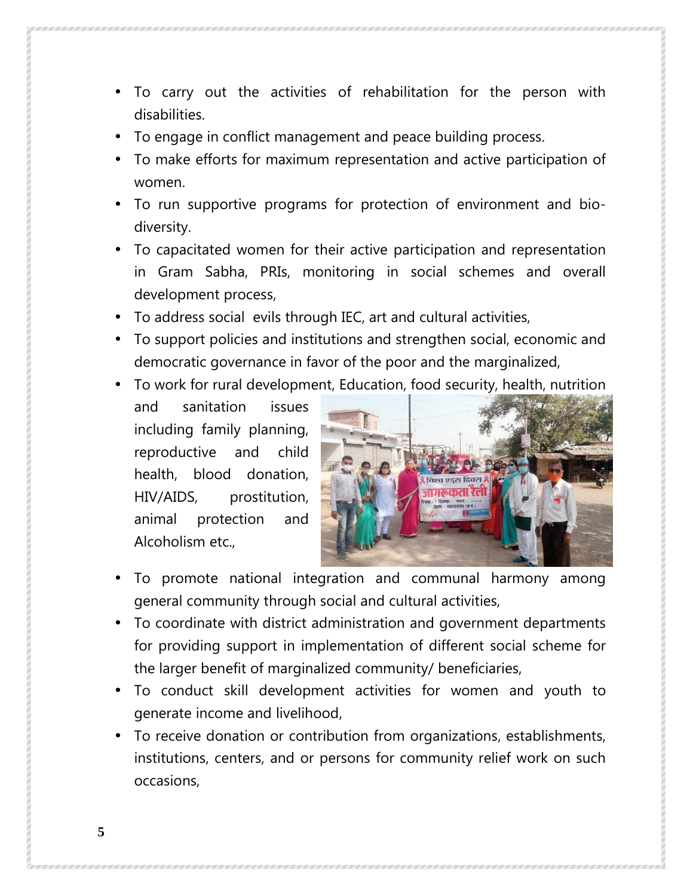- To carry out the activities of rehabilitation for the person with disabilities.
- To engage in conflict management and peace building process.
- To make efforts for maximum representation and active participation of women.
- To run supportive programs for protection of environment and bio-diversity.
- To capacitated women for their active participation and representation in Gram Sabha, PRIs, monitoring in social schemes and overall development process,
- To address social evils through IEC, art and cultural activities,
- To support policies and institutions and strengthen social, economic and democratic governance in favor of the poor and the marginalized,
- To work for rural development, Education, food security, health, nutrition and sanitation issues including family planning, reproductive and child health, blood donation, HIV/AIDS, prostitution, animal protection and Alcoholism etc.,
- To promote national integration and communal harmony among general community through social and cultural activities,
- To coordinate with district administration and government departments for providing support in implementation of different social scheme for the larger benefit of marginalized community/ beneficiaries,
- To conduct skill development activities for women and youth to generate income and livelihood,
- To receive donation or contribution from organizations, establishments, institutions, centers, and or persons for community relief work on such occasions,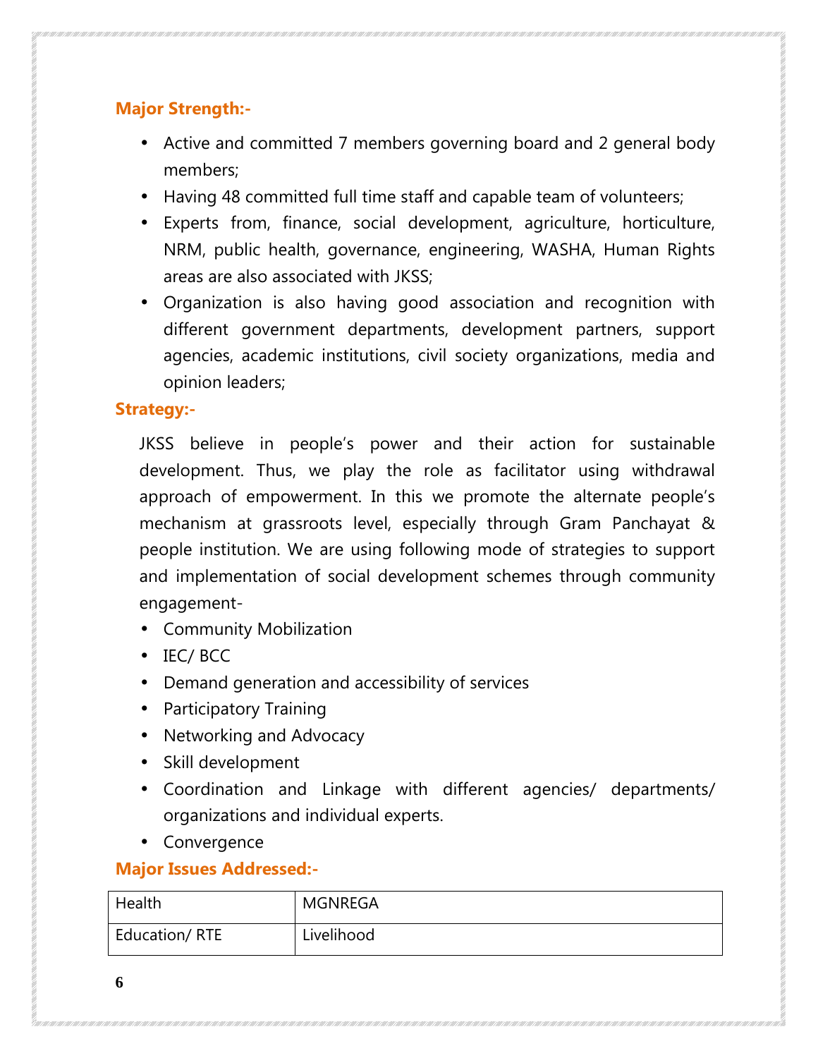### Major Strength:-

- Active and committed 7 members governing board and 2 general body members;
- Having 48 committed full time staff and capable team of volunteers;
- Experts from, finance, social development, agriculture, horticulture, NRM, public health, governance, engineering, WASHA, Human Rights areas are also associated with JKSS;
- Organization is also having good association and recognition with different government departments, development partners, support agencies, academic institutions, civil society organizations, media and opinion leaders;

### Strategy:-

JKSS believe in people's power and their action for sustainable development. Thus, we play the role as facilitator using withdrawal approach of empowerment. In this we promote the alternate people's mechanism at grassroots level, especially through Gram Panchayat & people institution. We are using following mode of strategies to support and implementation of social development schemes through community engagement-

- Community Mobilization
- IEC/ BCC
- Demand generation and accessibility of services
- Participatory Training
- Networking and Advocacy
- Skill development
- Coordination and Linkage with different agencies/ departments/ organizations and individual experts.
- Convergence

### Major Issues Addressed:-

| | |
|---|---|
| Health | MGNREGA |
| Education/ RTE | Livelihood |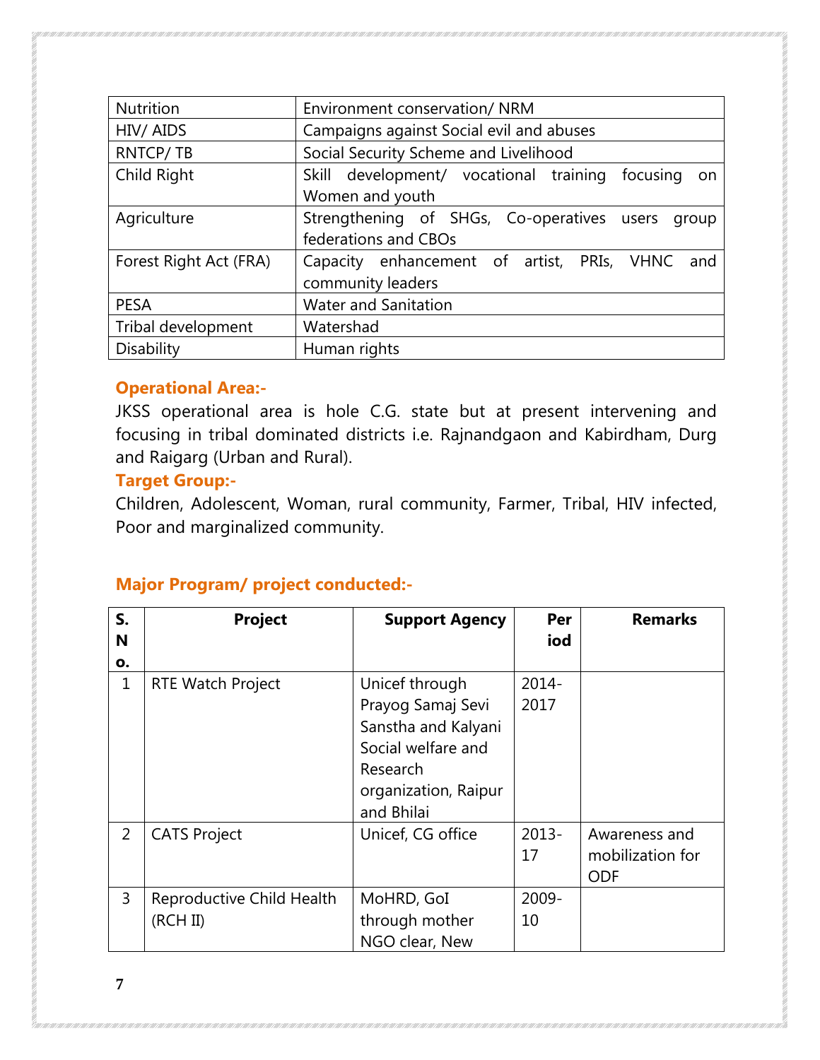| Nutrition | Environment conservation/ NRM |
|---|---|
| HIV/ AIDS | Campaigns against Social evil and abuses |
| RNTCP/ TB | Social Security Scheme and Livelihood |
| Child Right | Skill development/ vocational training focusing on Women and youth |
| Agriculture | Strengthening of SHGs, Co-operatives users group federations and CBOs |
| Forest Right Act (FRA) | Capacity enhancement of artist, PRIs, VHNC and community leaders |
| PESA | Water and Sanitation |
| Tribal development | Watershad |
| Disability | Human rights |

**Operational Area:-**

JKSS operational area is hole C.G. state but at present intervening and focusing in tribal dominated districts i.e. Rajnandgaon and Kabirdham, Durg and Raigarg (Urban and Rural).

**Target Group:-**

Children, Adolescent, Woman, rural community, Farmer, Tribal, HIV infected, Poor and marginalized community.

**Major Program/ project conducted:-**

| S. No. | Project | Support Agency | Period | Remarks |
|---|---|---|---|---|
| 1 | RTE Watch Project | Unicef through Prayog Samaj Sevi Sanstha and Kalyani Social welfare and Research organization, Raipur and Bhilai | 2014-2017 | |
| 2 | CATS Project | Unicef, CG office | 2013-17 | Awareness and mobilization for ODF |
| 3 | Reproductive Child Health (RCH II) | MoHRD, GoI through mother NGO clear, New | 2009-10 | |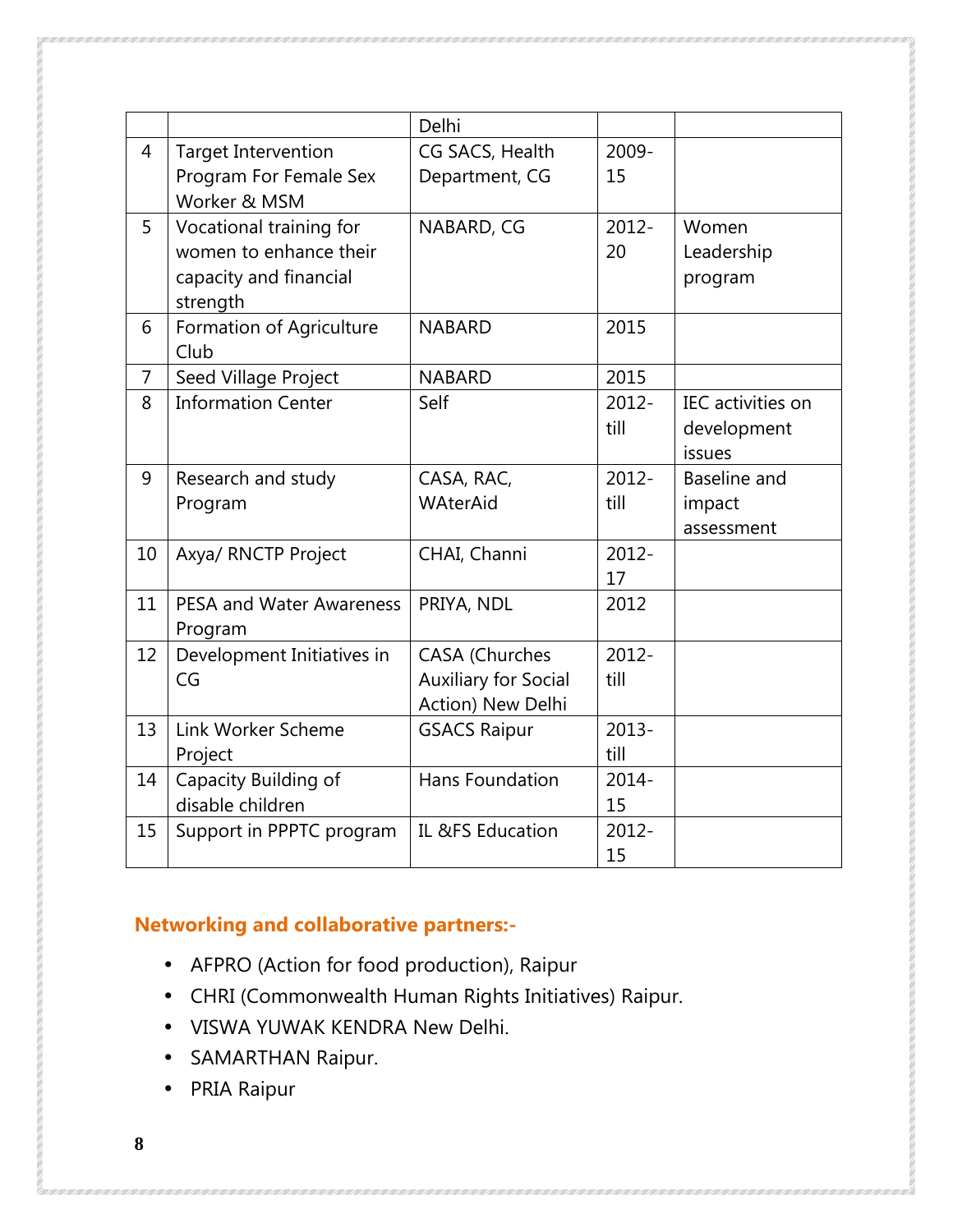|  |  | Delhi |  |  |
|---|---|---|---|---|
| 4 | Target Intervention Program For Female Sex Worker & MSM | CG SACS, Health Department, CG | 2009-15 |  |
| 5 | Vocational training for women to enhance their capacity and financial strength | NABARD, CG | 2012-20 | Women Leadership program |
| 6 | Formation of Agriculture Club | NABARD | 2015 |  |
| 7 | Seed Village Project | NABARD | 2015 |  |
| 8 | Information Center | Self | 2012-till | IEC activities on development issues |
| 9 | Research and study Program | CASA, RAC, WAterAid | 2012-till | Baseline and impact assessment |
| 10 | Axya/ RNCTP Project | CHAI, Channi | 2012-17 |  |
| 11 | PESA and Water Awareness Program | PRIYA, NDL | 2012 |  |
| 12 | Development Initiatives in CG | CASA (Churches Auxiliary for Social Action) New Delhi | 2012-till |  |
| 13 | Link Worker Scheme Project | GSACS Raipur | 2013-till |  |
| 14 | Capacity Building of disable children | Hans Foundation | 2014-15 |  |
| 15 | Support in PPPTC program | IL &FS Education | 2012-15 |  |

## Networking and collaborative partners:-

- AFPRO (Action for food production), Raipur
- CHRI (Commonwealth Human Rights Initiatives) Raipur.
- VISWA YUWAK KENDRA New Delhi.
- SAMARTHAN Raipur.
- PRIA Raipur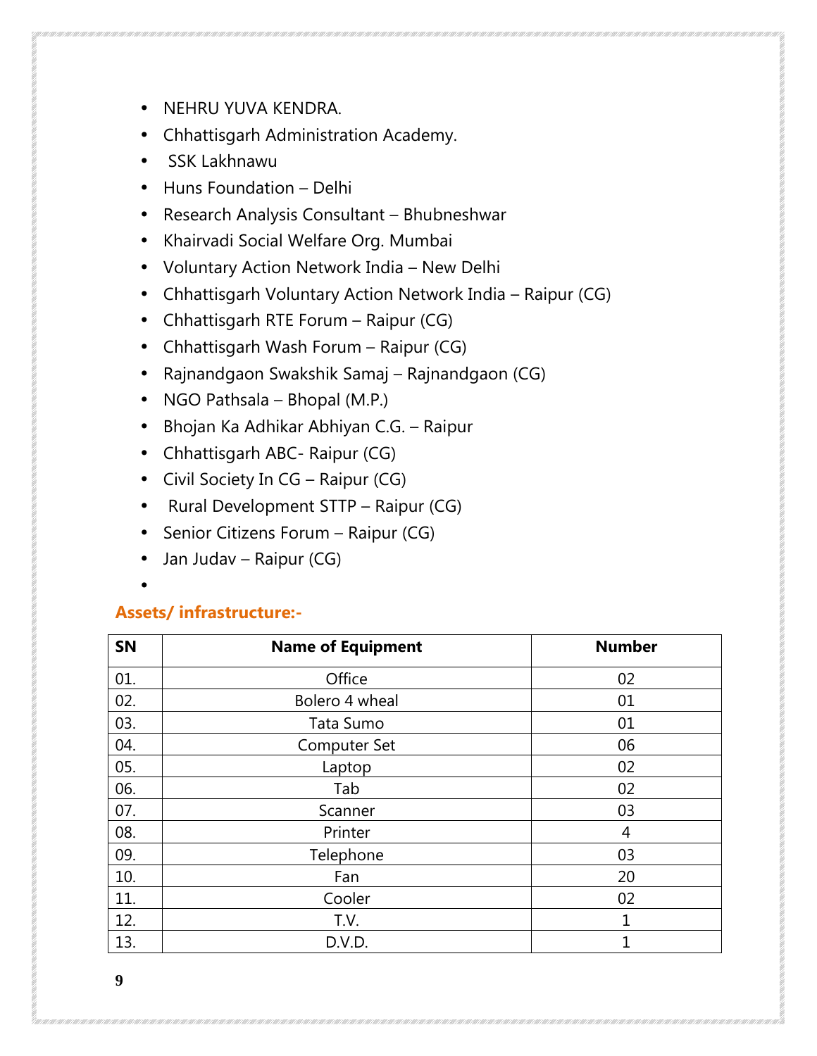- NEHRU YUVA KENDRA.
- Chhattisgarh Administration Academy.
- SSK Lakhnawu
- Huns Foundation – Delhi
- Research Analysis Consultant – Bhubneshwar
- Khairvadi Social Welfare Org. Mumbai
- Voluntary Action Network India – New Delhi
- Chhattisgarh Voluntary Action Network India – Raipur (CG)
- Chhattisgarh RTE Forum – Raipur (CG)
- Chhattisgarh Wash Forum – Raipur (CG)
- Rajnandgaon Swakshik Samaj – Rajnandgaon (CG)
- NGO Pathsala – Bhopal (M.P.)
- Bhojan Ka Adhikar Abhiyan C.G. – Raipur
- Chhattisgarh ABC- Raipur (CG)
- Civil Society In CG – Raipur (CG)
- Rural Development STTP – Raipur (CG)
- Senior Citizens Forum – Raipur (CG)
- Jan Judav – Raipur (CG)

## Assets/ infrastructure:-

| SN | Name of Equipment | Number |
|---|---|---|
| 01. | Office | 02 |
| 02. | Bolero 4 wheal | 01 |
| 03. | Tata Sumo | 01 |
| 04. | Computer Set | 06 |
| 05. | Laptop | 02 |
| 06. | Tab | 02 |
| 07. | Scanner | 03 |
| 08. | Printer | 4 |
| 09. | Telephone | 03 |
| 10. | Fan | 20 |
| 11. | Cooler | 02 |
| 12. | T.V. | 1 |
| 13. | D.V.D. | 1 |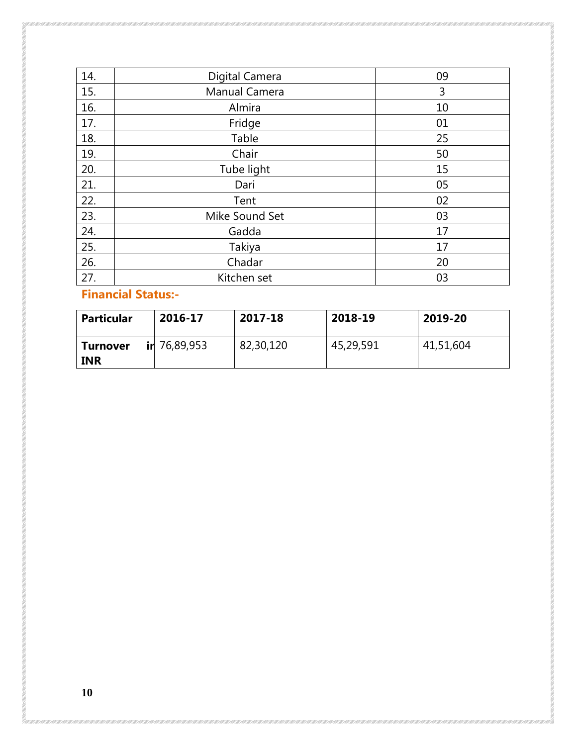| | | |
|---|---|---|
| 14. | Digital Camera | 09 |
| 15. | Manual Camera | 3 |
| 16. | Almira | 10 |
| 17. | Fridge | 01 |
| 18. | Table | 25 |
| 19. | Chair | 50 |
| 20. | Tube light | 15 |
| 21. | Dari | 05 |
| 22. | Tent | 02 |
| 23. | Mike Sound Set | 03 |
| 24. | Gadda | 17 |
| 25. | Takiya | 17 |
| 26. | Chadar | 20 |
| 27. | Kitchen set | 03 |

**Financial Status:-**

| Particular | 2016-17 | 2017-18 | 2018-19 | 2019-20 |
|---|---|---|---|---|
| **Turnover in INR** | 76,89,953 | 82,30,120 | 45,29,591 | 41,51,604 |